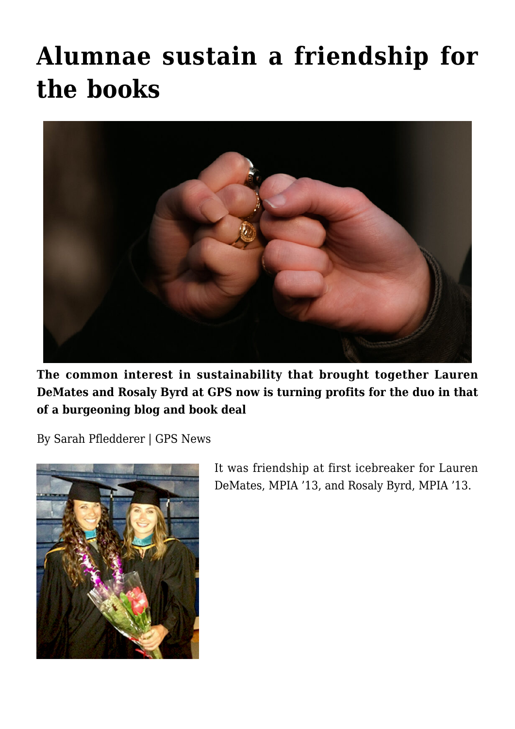# Alumnae sustain a friendship for the books

**The common interest in sustainability that brought together Lauren DeMates and Rosaly Byrd at GPS now is turning profits for the duo in that of a burgeoning blog and book deal**

By Sarah Pfledderer | GPS News

It was friendship at first icebreaker for Lauren DeMates, MPIA ’13, and Rosaly Byrd, MPIA ’13.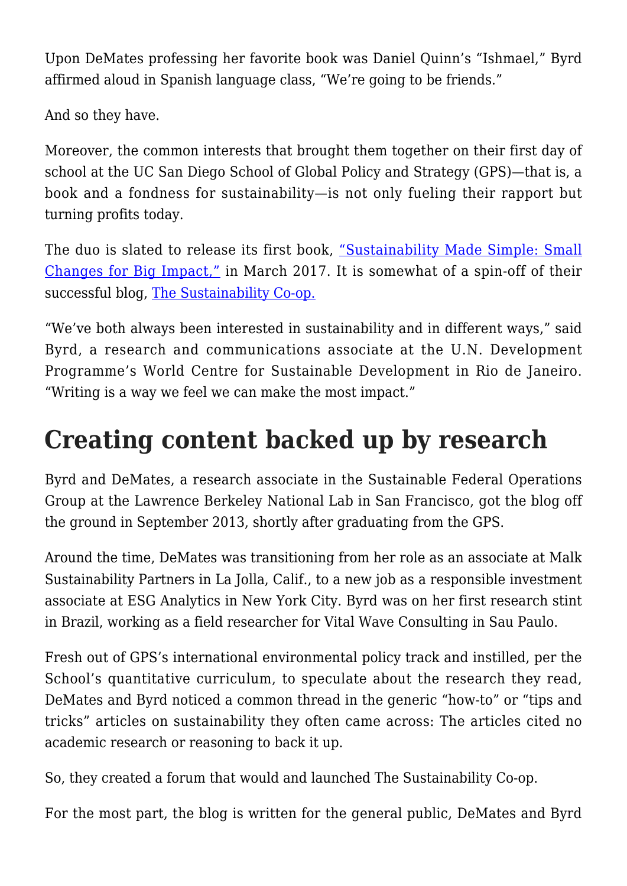Upon DeMates professing her favorite book was Daniel Quinn's "Ishmael," Byrd affirmed aloud in Spanish language class, "We're going to be friends."

And so they have.

Moreover, the common interests that brought them together on their first day of school at the UC San Diego School of Global Policy and Strategy (GPS)—that is, a book and a fondness for sustainability—is not only fueling their rapport but turning profits today.

The duo is slated to release its first book, "Sustainability Made Simple: Small Changes for Big Impact," in March 2017. It is somewhat of a spin-off of their successful blog, The Sustainability Co-op.

"We've both always been interested in sustainability and in different ways," said Byrd, a research and communications associate at the U.N. Development Programme's World Centre for Sustainable Development in Rio de Janeiro. "Writing is a way we feel we can make the most impact."

## Creating content backed up by research

Byrd and DeMates, a research associate in the Sustainable Federal Operations Group at the Lawrence Berkeley National Lab in San Francisco, got the blog off the ground in September 2013, shortly after graduating from the GPS.

Around the time, DeMates was transitioning from her role as an associate at Malk Sustainability Partners in La Jolla, Calif., to a new job as a responsible investment associate at ESG Analytics in New York City. Byrd was on her first research stint in Brazil, working as a field researcher for Vital Wave Consulting in Sau Paulo.

Fresh out of GPS's international environmental policy track and instilled, per the School's quantitative curriculum, to speculate about the research they read, DeMates and Byrd noticed a common thread in the generic "how-to" or "tips and tricks" articles on sustainability they often came across: The articles cited no academic research or reasoning to back it up.

So, they created a forum that would and launched The Sustainability Co-op.

For the most part, the blog is written for the general public, DeMates and Byrd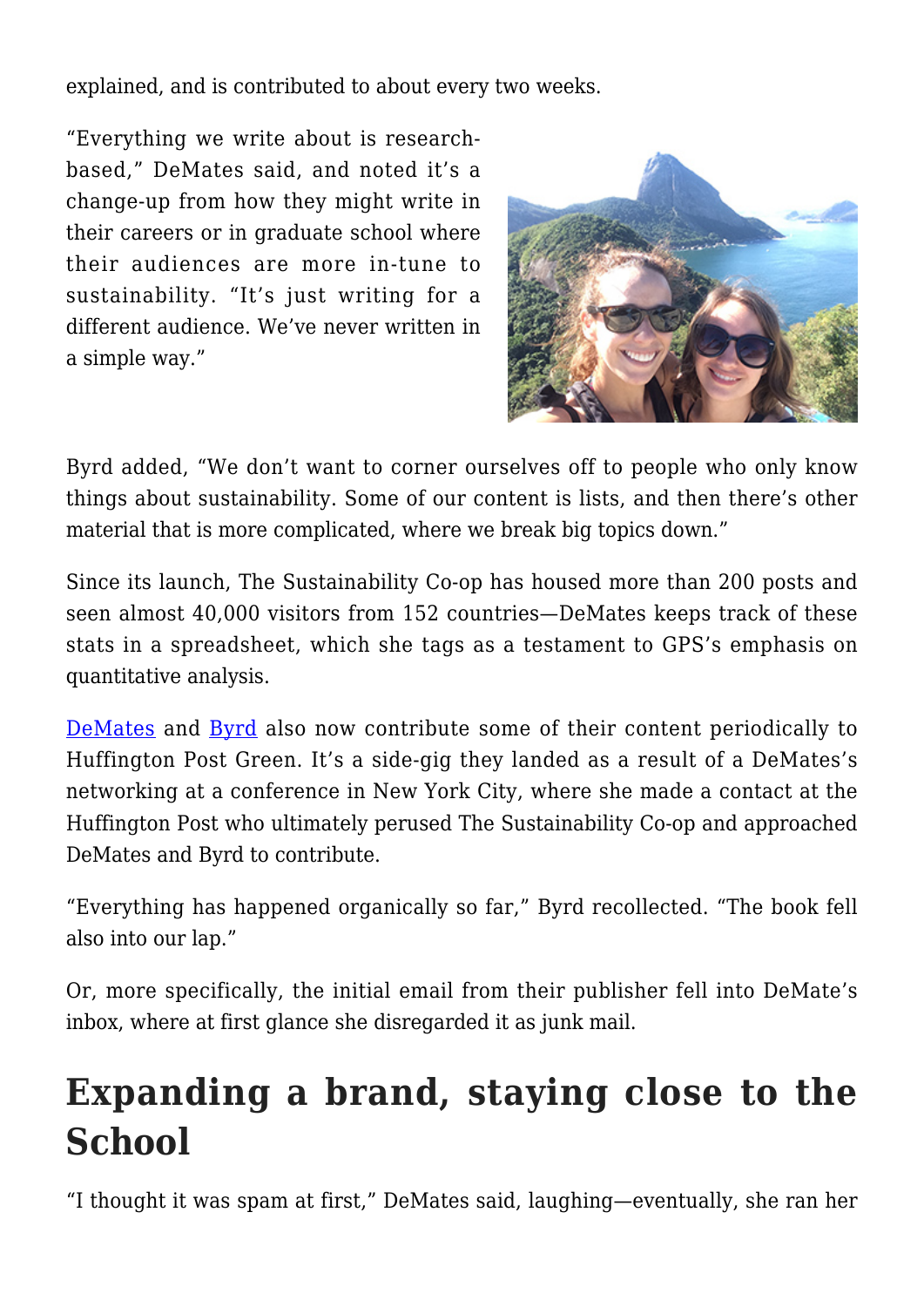explained, and is contributed to about every two weeks.

"Everything we write about is research-based," DeMates said, and noted it's a change-up from how they might write in their careers or in graduate school where their audiences are more in-tune to sustainability. "It's just writing for a different audience. We've never written in a simple way."

Byrd added, "We don't want to corner ourselves off to people who only know things about sustainability. Some of our content is lists, and then there's other material that is more complicated, where we break big topics down."

Since its launch, The Sustainability Co-op has housed more than 200 posts and seen almost 40,000 visitors from 152 countries—DeMates keeps track of these stats in a spreadsheet, which she tags as a testament to GPS's emphasis on quantitative analysis.

DeMates and Byrd also now contribute some of their content periodically to Huffington Post Green. It's a side-gig they landed as a result of a DeMates's networking at a conference in New York City, where she made a contact at the Huffington Post who ultimately perused The Sustainability Co-op and approached DeMates and Byrd to contribute.

"Everything has happened organically so far," Byrd recollected. "The book fell also into our lap."

Or, more specifically, the initial email from their publisher fell into DeMate's inbox, where at first glance she disregarded it as junk mail.

## Expanding a brand, staying close to the School

"I thought it was spam at first," DeMates said, laughing—eventually, she ran her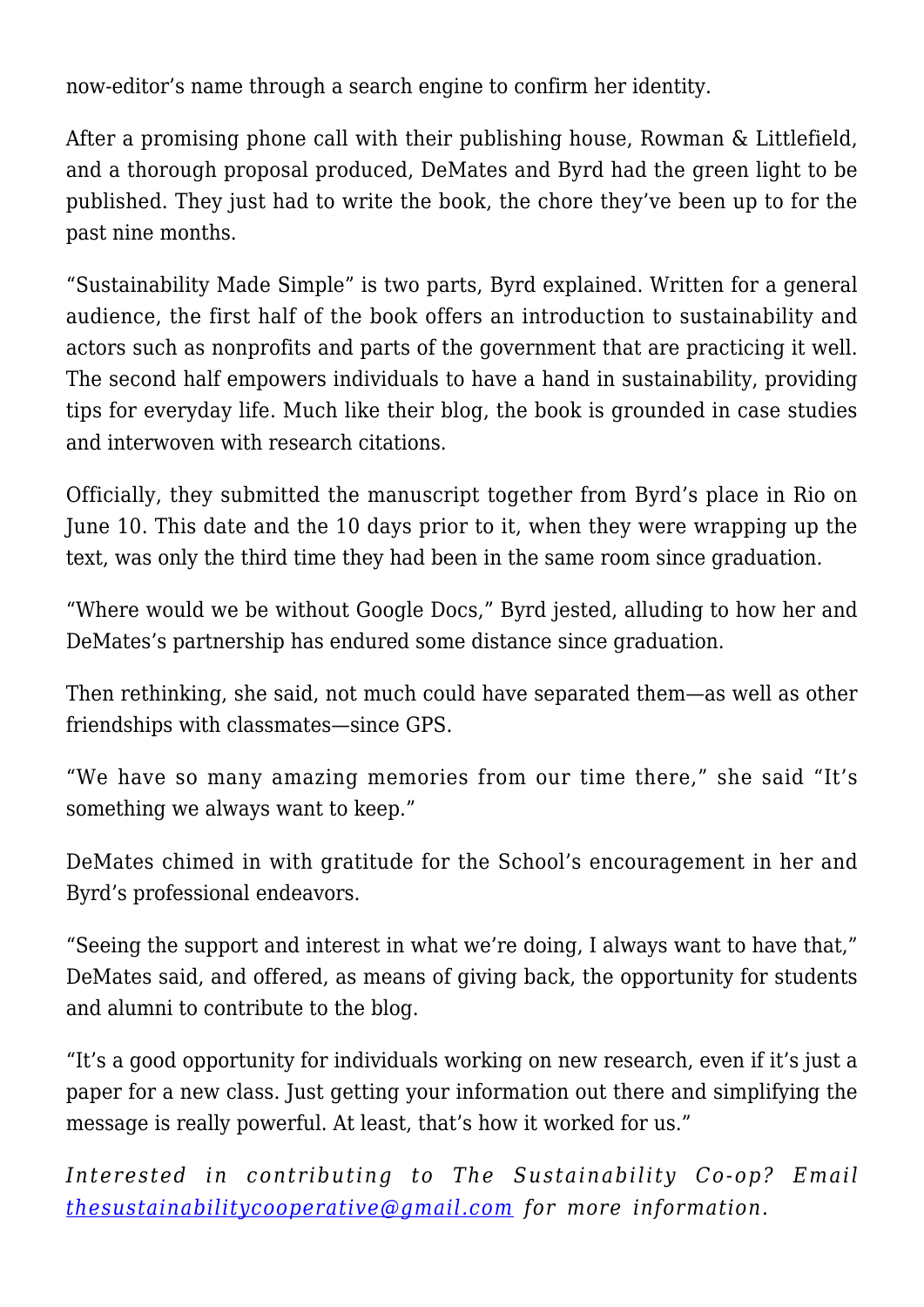now-editor’s name through a search engine to confirm her identity.

After a promising phone call with their publishing house, Rowman & Littlefield, and a thorough proposal produced, DeMates and Byrd had the green light to be published. They just had to write the book, the chore they’ve been up to for the past nine months.

“Sustainability Made Simple” is two parts, Byrd explained. Written for a general audience, the first half of the book offers an introduction to sustainability and actors such as nonprofits and parts of the government that are practicing it well. The second half empowers individuals to have a hand in sustainability, providing tips for everyday life. Much like their blog, the book is grounded in case studies and interwoven with research citations.

Officially, they submitted the manuscript together from Byrd’s place in Rio on June 10. This date and the 10 days prior to it, when they were wrapping up the text, was only the third time they had been in the same room since graduation.

“Where would we be without Google Docs,” Byrd jested, alluding to how her and DeMates’s partnership has endured some distance since graduation.

Then rethinking, she said, not much could have separated them—as well as other friendships with classmates—since GPS.

“We have so many amazing memories from our time there,” she said “It’s something we always want to keep.”

DeMates chimed in with gratitude for the School’s encouragement in her and Byrd’s professional endeavors.

“Seeing the support and interest in what we’re doing, I always want to have that,” DeMates said, and offered, as means of giving back, the opportunity for students and alumni to contribute to the blog.

“It’s a good opportunity for individuals working on new research, even if it’s just a paper for a new class. Just getting your information out there and simplifying the message is really powerful. At least, that’s how it worked for us.”

*Interested in contributing to The Sustainability Co-op? Email [thesustainabilitycooperative@gmail.com](mailto:thesustainabilitycooperative@gmail.com) for more information.*